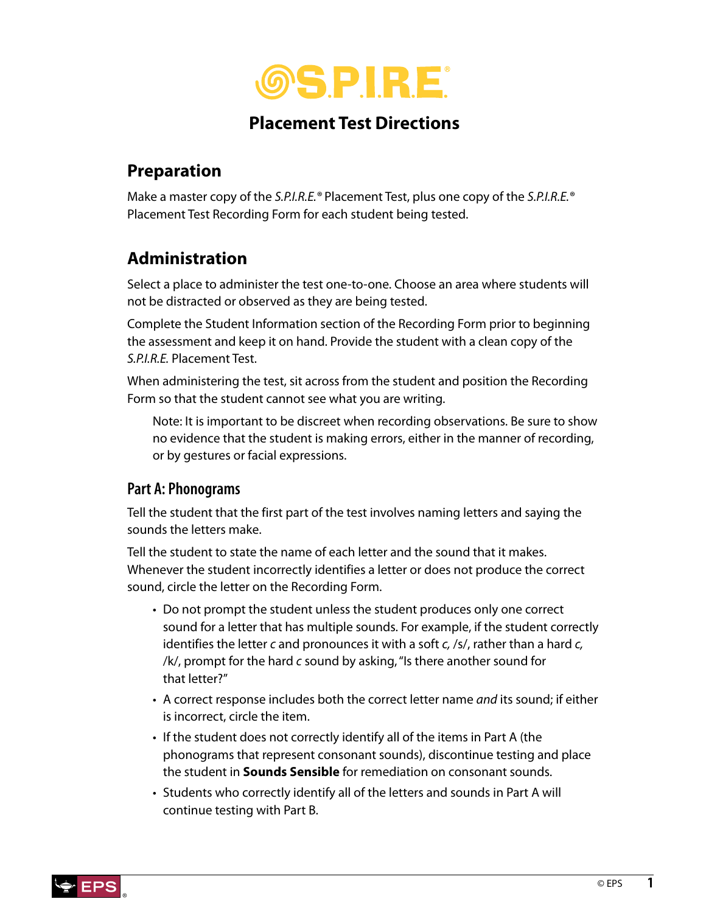# S.P.I.R.E.®

## Placement Test Directions

## Preparation

Make a master copy of the *S.P.I.R.E.*® Placement Test, plus one copy of the *S.P.I.R.E.*® Placement Test Recording Form for each student being tested.

## Administration

Select a place to administer the test one-to-one. Choose an area where students will not be distracted or observed as they are being tested.

Complete the Student Information section of the Recording Form prior to beginning the assessment and keep it on hand. Provide the student with a clean copy of the *S.P.I.R.E.* Placement Test.

When administering the test, sit across from the student and position the Recording Form so that the student cannot see what you are writing.

> Note: It is important to be discreet when recording observations. Be sure to show no evidence that the student is making errors, either in the manner of recording, or by gestures or facial expressions.

### Part A: Phonograms

Tell the student that the first part of the test involves naming letters and saying the sounds the letters make.

Tell the student to state the name of each letter and the sound that it makes. Whenever the student incorrectly identifies a letter or does not produce the correct sound, circle the letter on the Recording Form.

- Do not prompt the student unless the student produces only one correct sound for a letter that has multiple sounds. For example, if the student correctly identifies the letter *c* and pronounces it with a soft *c,* /s/, rather than a hard *c,* /k/, prompt for the hard *c* sound by asking, "Is there another sound for that letter?"
- A correct response includes both the correct letter name *and* its sound; if either is incorrect, circle the item.
- If the student does not correctly identify all of the items in Part A (the phonograms that represent consonant sounds), discontinue testing and place the student in **Sounds Sensible** for remediation on consonant sounds.
- Students who correctly identify all of the letters and sounds in Part A will continue testing with Part B.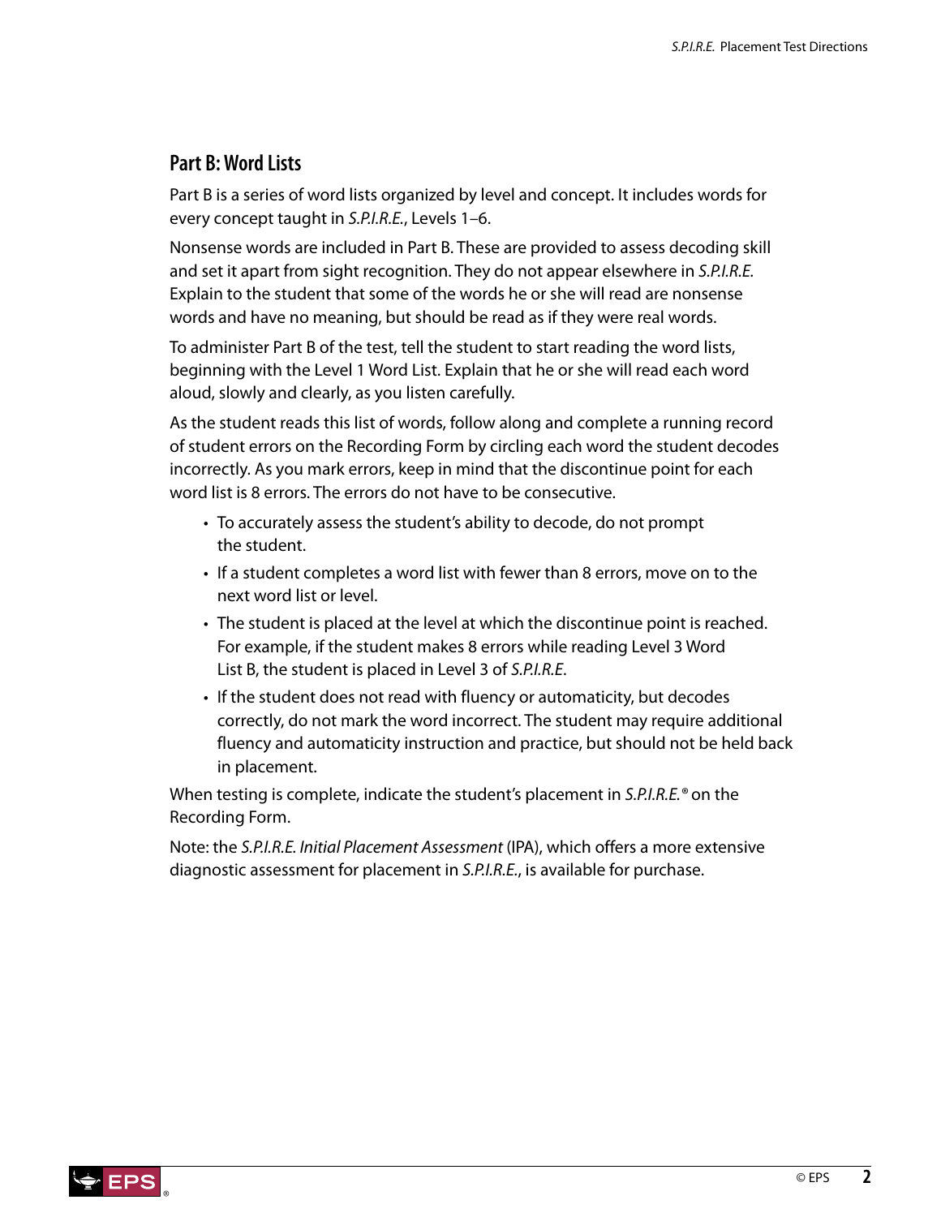## Part B: Word Lists

Part B is a series of word lists organized by level and concept. It includes words for every concept taught in *S.P.I.R.E.*, Levels 1–6.

Nonsense words are included in Part B. These are provided to assess decoding skill and set it apart from sight recognition. They do not appear elsewhere in *S.P.I.R.E.* Explain to the student that some of the words he or she will read are nonsense words and have no meaning, but should be read as if they were real words.

To administer Part B of the test, tell the student to start reading the word lists, beginning with the Level 1 Word List. Explain that he or she will read each word aloud, slowly and clearly, as you listen carefully.

As the student reads this list of words, follow along and complete a running record of student errors on the Recording Form by circling each word the student decodes incorrectly. As you mark errors, keep in mind that the discontinue point for each word list is 8 errors. The errors do not have to be consecutive.

- To accurately assess the student's ability to decode, do not prompt the student.
- If a student completes a word list with fewer than 8 errors, move on to the next word list or level.
- The student is placed at the level at which the discontinue point is reached. For example, if the student makes 8 errors while reading Level 3 Word List B, the student is placed in Level 3 of *S.P.I.R.E*.
- If the student does not read with fluency or automaticity, but decodes correctly, do not mark the word incorrect. The student may require additional fluency and automaticity instruction and practice, but should not be held back in placement.

When testing is complete, indicate the student's placement in *S.P.I.R.E.*® on the Recording Form.

Note: the *S.P.I.R.E. Initial Placement Assessment* (IPA), which offers a more extensive diagnostic assessment for placement in *S.P.I.R.E.*, is available for purchase.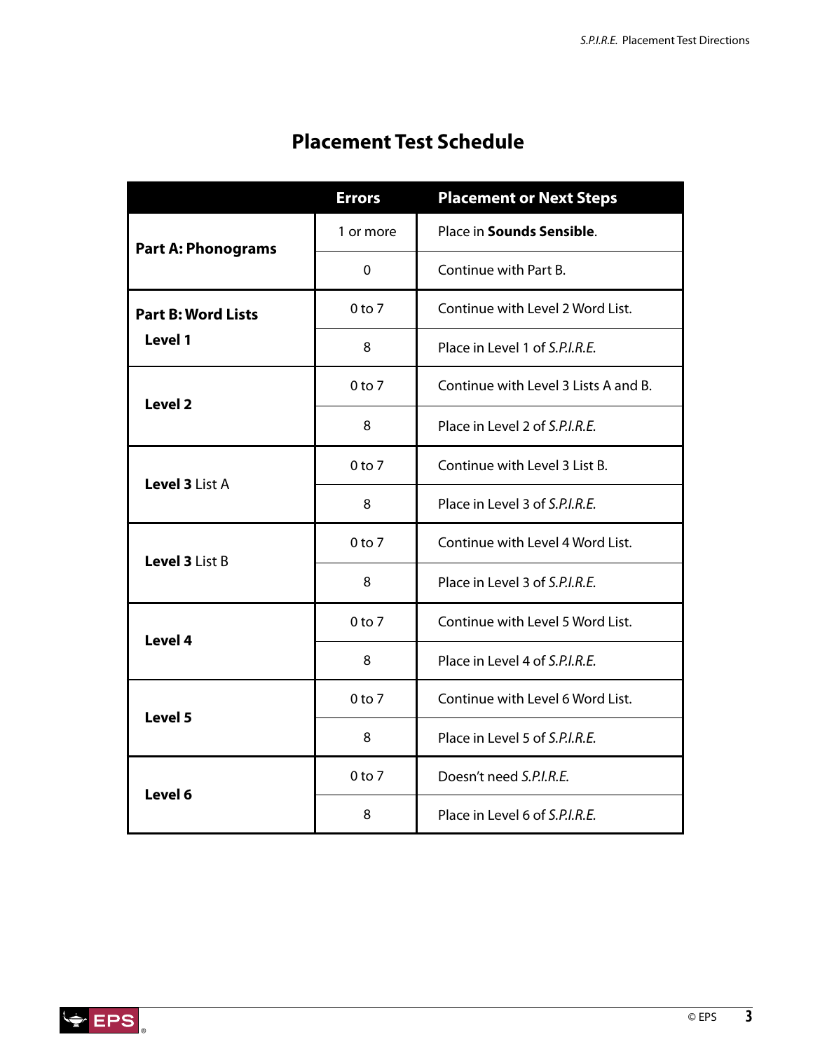## Placement Test Schedule

| | Errors | Placement or Next Steps |
|---|---|---|
| **Part A: Phonograms** | 1 or more | Place in **Sounds Sensible**. |
| | 0 | Continue with Part B. |
| **Part B: Word Lists** **Level 1** | 0 to 7 | Continue with Level 2 Word List. |
| | 8 | Place in Level 1 of *S.P.I.R.E.* |
| **Level 2** | 0 to 7 | Continue with Level 3 Lists A and B. |
| | 8 | Place in Level 2 of *S.P.I.R.E.* |
| **Level 3** List A | 0 to 7 | Continue with Level 3 List B. |
| | 8 | Place in Level 3 of *S.P.I.R.E.* |
| **Level 3** List B | 0 to 7 | Continue with Level 4 Word List. |
| | 8 | Place in Level 3 of *S.P.I.R.E.* |
| **Level 4** | 0 to 7 | Continue with Level 5 Word List. |
| | 8 | Place in Level 4 of *S.P.I.R.E.* |
| **Level 5** | 0 to 7 | Continue with Level 6 Word List. |
| | 8 | Place in Level 5 of *S.P.I.R.E.* |
| **Level 6** | 0 to 7 | Doesn't need *S.P.I.R.E.* |
| | 8 | Place in Level 6 of *S.P.I.R.E.* |